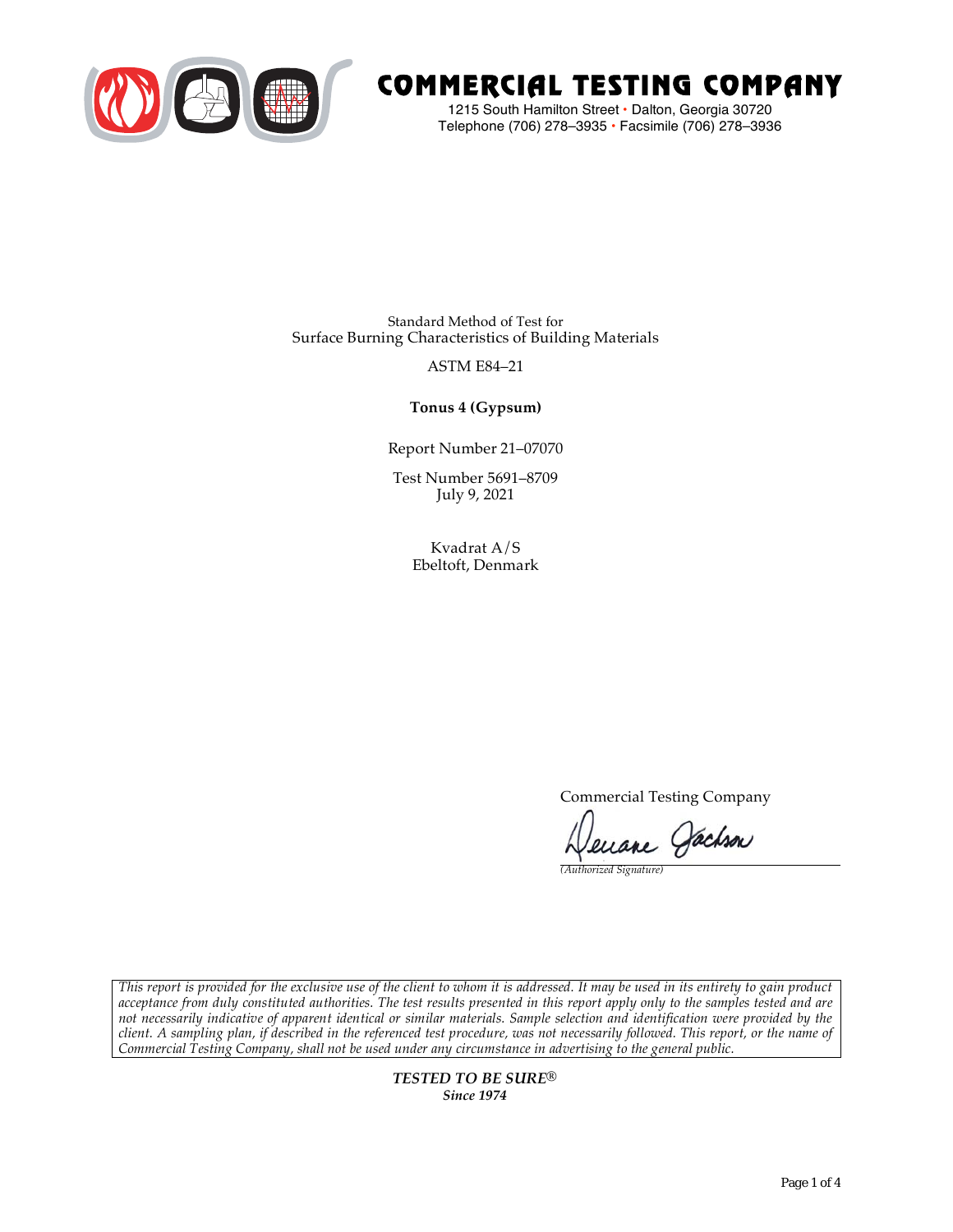# COMMERCIAL TESTING COMPANY

1215 South Hamilton Street • Dalton, Georgia 30720
Telephone (706) 278–3935 • Facsimile (706) 278–3936

Standard Method of Test for
Surface Burning Characteristics of Building Materials

ASTM E84–21

**Tonus 4 (Gypsum)**

Report Number 21–07070

Test Number 5691–8709
July 9, 2021

Kvadrat A/S
Ebeltoft, Denmark

Commercial Testing Company

Deeane Jackson
*(Authorized Signature)*

*This report is provided for the exclusive use of the client to whom it is addressed. It may be used in its entirety to gain product acceptance from duly constituted authorities. The test results presented in this report apply only to the samples tested and are not necessarily indicative of apparent identical or similar materials. Sample selection and identification were provided by the client. A sampling plan, if described in the referenced test procedure, was not necessarily followed. This report, or the name of Commercial Testing Company, shall not be used under any circumstance in advertising to the general public.*

***TESTED TO BE SURE®***
***Since 1974***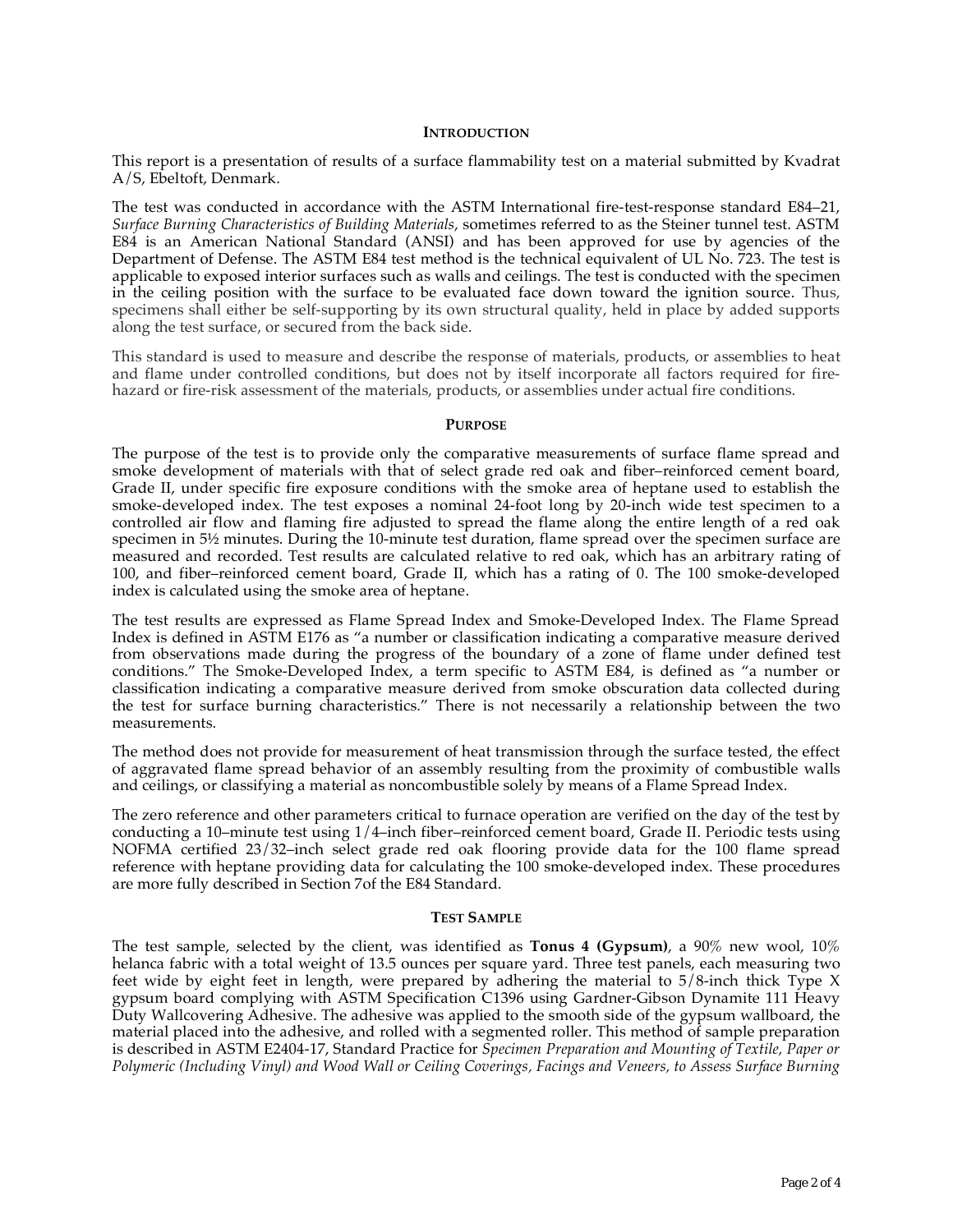## INTRODUCTION

This report is a presentation of results of a surface flammability test on a material submitted by Kvadrat A/S, Ebeltoft, Denmark.

The test was conducted in accordance with the ASTM International fire-test-response standard E84–21, *Surface Burning Characteristics of Building Materials*, sometimes referred to as the Steiner tunnel test. ASTM E84 is an American National Standard (ANSI) and has been approved for use by agencies of the Department of Defense. The ASTM E84 test method is the technical equivalent of UL No. 723. The test is applicable to exposed interior surfaces such as walls and ceilings. The test is conducted with the specimen in the ceiling position with the surface to be evaluated face down toward the ignition source. Thus, specimens shall either be self-supporting by its own structural quality, held in place by added supports along the test surface, or secured from the back side.

This standard is used to measure and describe the response of materials, products, or assemblies to heat and flame under controlled conditions, but does not by itself incorporate all factors required for fire-hazard or fire-risk assessment of the materials, products, or assemblies under actual fire conditions.

## PURPOSE

The purpose of the test is to provide only the comparative measurements of surface flame spread and smoke development of materials with that of select grade red oak and fiber–reinforced cement board, Grade II, under specific fire exposure conditions with the smoke area of heptane used to establish the smoke-developed index. The test exposes a nominal 24-foot long by 20-inch wide test specimen to a controlled air flow and flaming fire adjusted to spread the flame along the entire length of a red oak specimen in 5½ minutes. During the 10-minute test duration, flame spread over the specimen surface are measured and recorded. Test results are calculated relative to red oak, which has an arbitrary rating of 100, and fiber–reinforced cement board, Grade II, which has a rating of 0. The 100 smoke-developed index is calculated using the smoke area of heptane.

The test results are expressed as Flame Spread Index and Smoke-Developed Index. The Flame Spread Index is defined in ASTM E176 as "a number or classification indicating a comparative measure derived from observations made during the progress of the boundary of a zone of flame under defined test conditions." The Smoke-Developed Index, a term specific to ASTM E84, is defined as "a number or classification indicating a comparative measure derived from smoke obscuration data collected during the test for surface burning characteristics." There is not necessarily a relationship between the two measurements.

The method does not provide for measurement of heat transmission through the surface tested, the effect of aggravated flame spread behavior of an assembly resulting from the proximity of combustible walls and ceilings, or classifying a material as noncombustible solely by means of a Flame Spread Index.

The zero reference and other parameters critical to furnace operation are verified on the day of the test by conducting a 10–minute test using 1/4–inch fiber–reinforced cement board, Grade II. Periodic tests using NOFMA certified 23/32–inch select grade red oak flooring provide data for the 100 flame spread reference with heptane providing data for calculating the 100 smoke-developed index. These procedures are more fully described in Section 7of the E84 Standard.

## TEST SAMPLE

The test sample, selected by the client, was identified as **Tonus 4 (Gypsum)**, a 90% new wool, 10% helanca fabric with a total weight of 13.5 ounces per square yard. Three test panels, each measuring two feet wide by eight feet in length, were prepared by adhering the material to 5/8-inch thick Type X gypsum board complying with ASTM Specification C1396 using Gardner-Gibson Dynamite 111 Heavy Duty Wallcovering Adhesive. The adhesive was applied to the smooth side of the gypsum wallboard, the material placed into the adhesive, and rolled with a segmented roller. This method of sample preparation is described in ASTM E2404-17, Standard Practice for *Specimen Preparation and Mounting of Textile, Paper or Polymeric (Including Vinyl) and Wood Wall or Ceiling Coverings, Facings and Veneers, to Assess Surface Burning*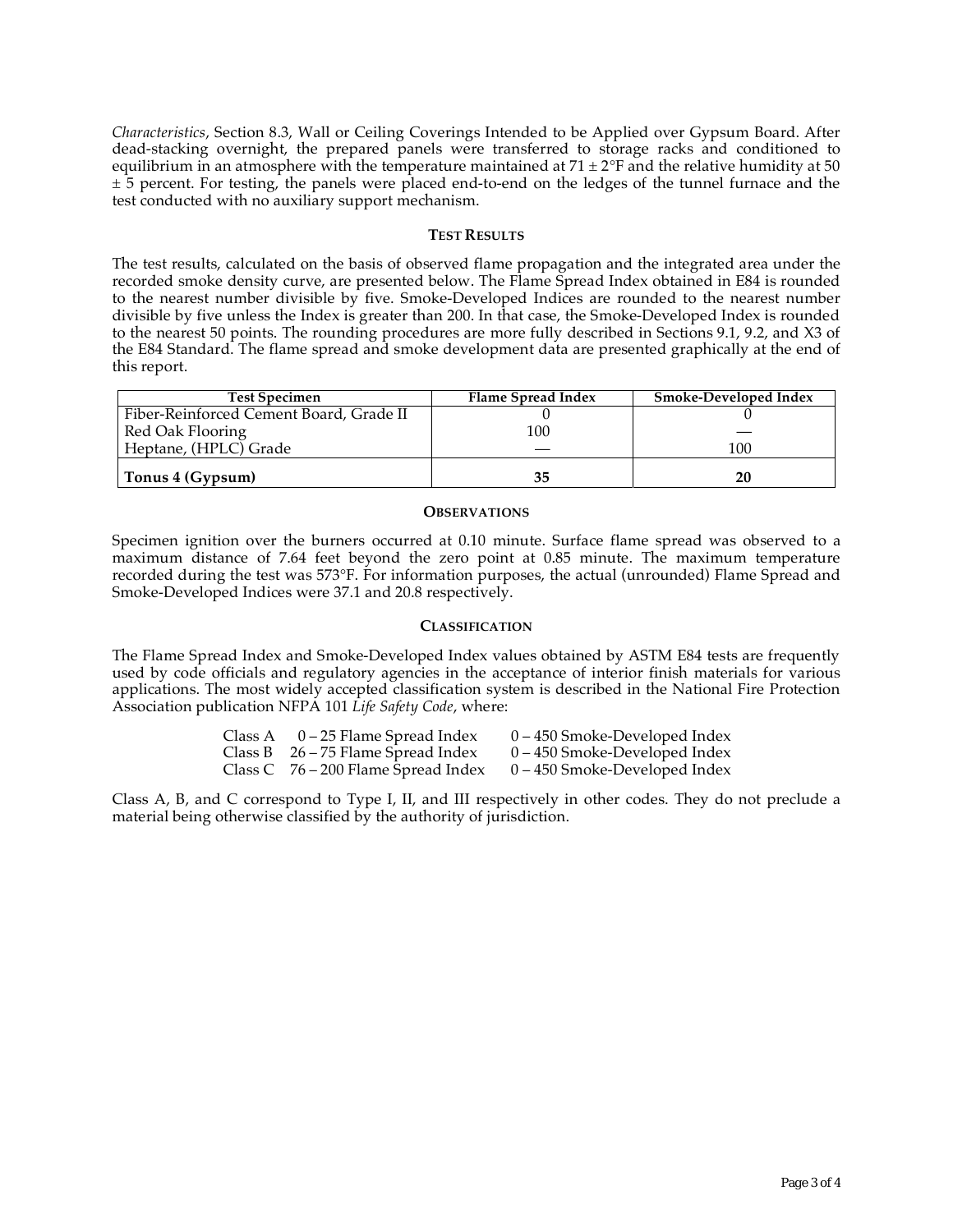*Characteristics*, Section 8.3, Wall or Ceiling Coverings Intended to be Applied over Gypsum Board. After dead-stacking overnight, the prepared panels were transferred to storage racks and conditioned to equilibrium in an atmosphere with the temperature maintained at 71 ± 2°F and the relative humidity at 50 ± 5 percent. For testing, the panels were placed end-to-end on the ledges of the tunnel furnace and the test conducted with no auxiliary support mechanism.

## TEST RESULTS

The test results, calculated on the basis of observed flame propagation and the integrated area under the recorded smoke density curve, are presented below. The Flame Spread Index obtained in E84 is rounded to the nearest number divisible by five. Smoke-Developed Indices are rounded to the nearest number divisible by five unless the Index is greater than 200. In that case, the Smoke-Developed Index is rounded to the nearest 50 points. The rounding procedures are more fully described in Sections 9.1, 9.2, and X3 of the E84 Standard. The flame spread and smoke development data are presented graphically at the end of this report.

| Test Specimen | Flame Spread Index | Smoke-Developed Index |
|---|---|---|
| Fiber-Reinforced Cement Board, Grade II | 0 | 0 |
| Red Oak Flooring | 100 | — |
| Heptane, (HPLC) Grade | — | 100 |
| **Tonus 4 (Gypsum)** | **35** | **20** |

## OBSERVATIONS

Specimen ignition over the burners occurred at 0.10 minute. Surface flame spread was observed to a maximum distance of 7.64 feet beyond the zero point at 0.85 minute. The maximum temperature recorded during the test was 573°F. For information purposes, the actual (unrounded) Flame Spread and Smoke-Developed Indices were 37.1 and 20.8 respectively.

## CLASSIFICATION

The Flame Spread Index and Smoke-Developed Index values obtained by ASTM E84 tests are frequently used by code officials and regulatory agencies in the acceptance of interior finish materials for various applications. The most widely accepted classification system is described in the National Fire Protection Association publication NFPA 101 *Life Safety Code*, where:

| | | |
|---|---|---|
| Class A | 0 – 25 Flame Spread Index | 0 – 450 Smoke-Developed Index |
| Class B | 26 – 75 Flame Spread Index | 0 – 450 Smoke-Developed Index |
| Class C | 76 – 200 Flame Spread Index | 0 – 450 Smoke-Developed Index |

Class A, B, and C correspond to Type I, II, and III respectively in other codes. They do not preclude a material being otherwise classified by the authority of jurisdiction.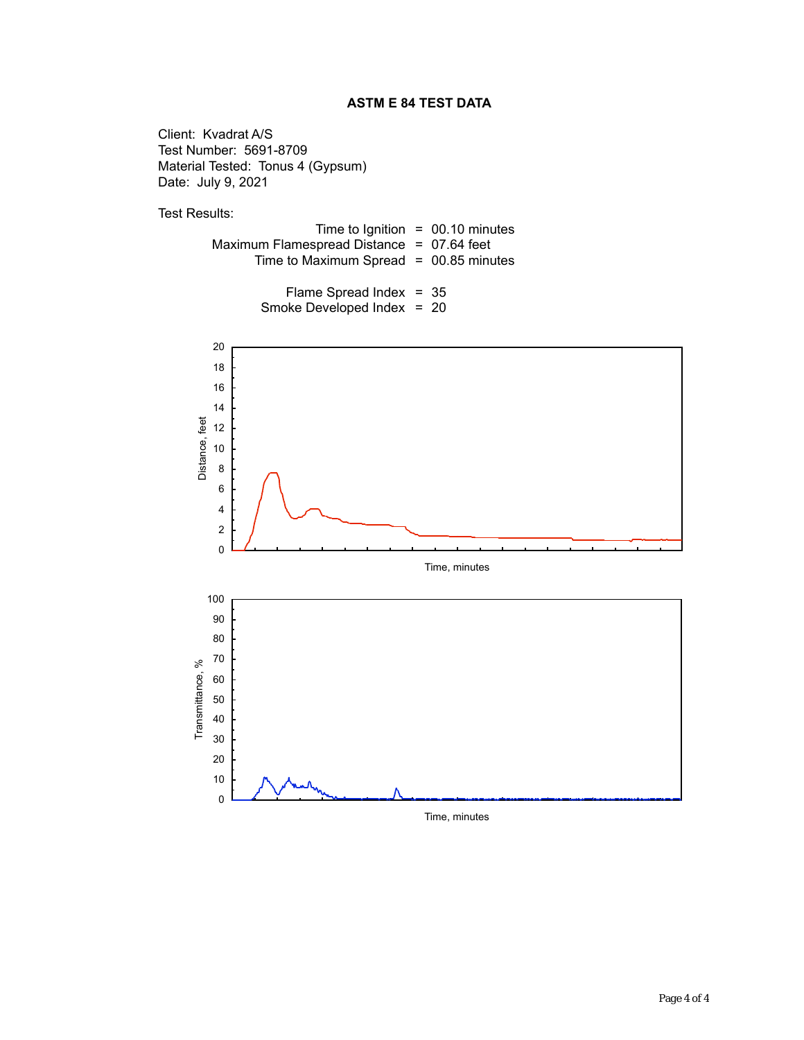# ASTM E 84 TEST DATA

Client: Kvadrat A/S
Test Number: 5691-8709
Material Tested: Tonus 4 (Gypsum)
Date: July 9, 2021

Test Results:

Time to Ignition = 00.10 minutes
Maximum Flamespread Distance = 07.64 feet
Time to Maximum Spread = 00.85 minutes

Flame Spread Index = 35
Smoke Developed Index = 20

Distance, feet

20
18
16
14
12
10
8
6
4
2
0

Time, minutes

Transmittance, %

100
90
80
70
60
50
40
30
20
10
0

Time, minutes